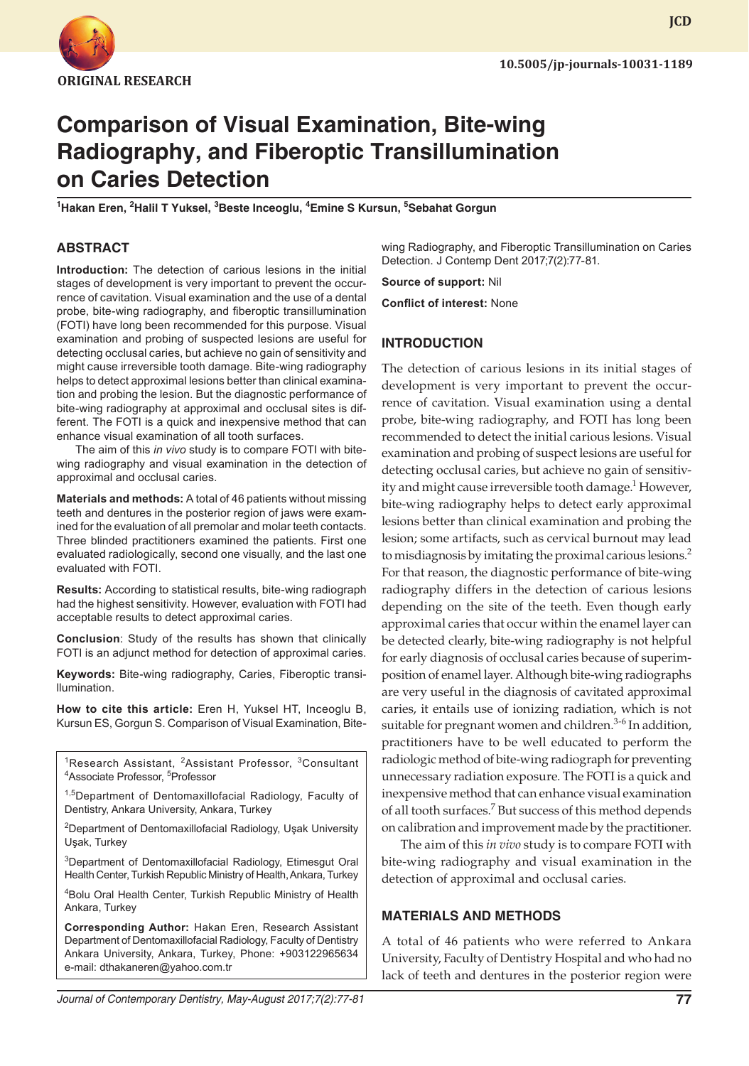ORIGINAL RESEARCH

10.5005/jp-journals-10031-1189

# Comparison of Visual Examination, Bite-wing Radiography, and Fiberoptic Transillumination on Caries Detection

[1]Hakan Eren, [2]Halil T Yuksel, [3]Beste Inceoglu, [4]Emine S Kursun, [5]Sebahat Gorgun

## ABSTRACT

**Introduction:** The detection of carious lesions in the initial stages of development is very important to prevent the occurrence of cavitation. Visual examination and the use of a dental probe, bite-wing radiography, and fiberoptic transillumination (FOTI) have long been recommended for this purpose. Visual examination and probing of suspected lesions are useful for detecting occlusal caries, but achieve no gain of sensitivity and might cause irreversible tooth damage. Bite-wing radiography helps to detect approximal lesions better than clinical examination and probing the lesion. But the diagnostic performance of bite-wing radiography at approximal and occlusal sites is different. The FOTI is a quick and inexpensive method that can enhance visual examination of all tooth surfaces.

The aim of this *in vivo* study is to compare FOTI with bite-wing radiography and visual examination in the detection of approximal and occlusal caries.

**Materials and methods:** A total of 46 patients without missing teeth and dentures in the posterior region of jaws were examined for the evaluation of all premolar and molar teeth contacts. Three blinded practitioners examined the patients. First one evaluated radiologically, second one visually, and the last one evaluated with FOTI.

**Results:** According to statistical results, bite-wing radiograph had the highest sensitivity. However, evaluation with FOTI had acceptable results to detect approximal caries.

**Conclusion**: Study of the results has shown that clinically FOTI is an adjunct method for detection of approximal caries.

**Keywords:** Bite-wing radiography, Caries, Fiberoptic transillumination.

**How to cite this article:** Eren H, Yuksel HT, Inceoglu B, Kursun ES, Gorgun S. Comparison of Visual Examination, Bite-wing Radiography, and Fiberoptic Transillumination on Caries Detection. J Contemp Dent 2017;7(2):77-81.

**Source of support:** Nil

**Conflict of interest:** None

[1]Research Assistant, [2]Assistant Professor, [3]Consultant [4]Associate Professor, [5]Professor

[1,5]Department of Dentomaxillofacial Radiology, Faculty of Dentistry, Ankara University, Ankara, Turkey

[2]Department of Dentomaxillofacial Radiology, Uşak University Uşak, Turkey

[3]Department of Dentomaxillofacial Radiology, Etimesgut Oral Health Center, Turkish Republic Ministry of Health, Ankara, Turkey

[4]Bolu Oral Health Center, Turkish Republic Ministry of Health Ankara, Turkey

**Corresponding Author:** Hakan Eren, Research Assistant Department of Dentomaxillofacial Radiology, Faculty of Dentistry Ankara University, Ankara, Turkey, Phone: +903122965634 e-mail: dthakaneren@yahoo.com.tr

## INTRODUCTION

The detection of carious lesions in its initial stages of development is very important to prevent the occurrence of cavitation. Visual examination using a dental probe, bite-wing radiography, and FOTI has long been recommended to detect the initial carious lesions. Visual examination and probing of suspect lesions are useful for detecting occlusal caries, but achieve no gain of sensitivity and might cause irreversible tooth damage.[1] However, bite-wing radiography helps to detect early approximal lesions better than clinical examination and probing the lesion; some artifacts, such as cervical burnout may lead to misdiagnosis by imitating the proximal carious lesions.[2] For that reason, the diagnostic performance of bite-wing radiography differs in the detection of carious lesions depending on the site of the teeth. Even though early approximal caries that occur within the enamel layer can be detected clearly, bite-wing radiography is not helpful for early diagnosis of occlusal caries because of superimposition of enamel layer. Although bite-wing radiographs are very useful in the diagnosis of cavitated approximal caries, it entails use of ionizing radiation, which is not suitable for pregnant women and children.[3-6] In addition, practitioners have to be well educated to perform the radiologic method of bite-wing radiograph for preventing unnecessary radiation exposure. The FOTI is a quick and inexpensive method that can enhance visual examination of all tooth surfaces.[7] But success of this method depends on calibration and improvement made by the practitioner.

The aim of this *in vivo* study is to compare FOTI with bite-wing radiography and visual examination in the detection of approximal and occlusal caries.

## MATERIALS AND METHODS

A total of 46 patients who were referred to Ankara University, Faculty of Dentistry Hospital and who had no lack of teeth and dentures in the posterior region were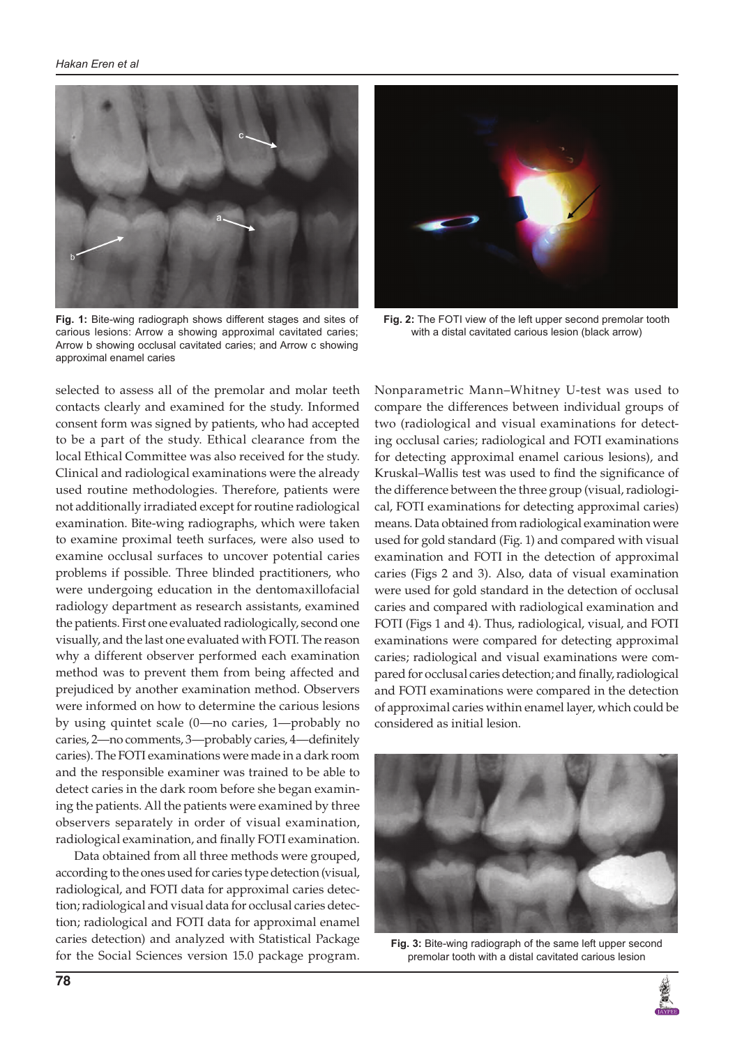Fig. 1: Bite-wing radiograph shows different stages and sites of carious lesions: Arrow a showing approximal cavitated caries; Arrow b showing occlusal cavitated caries; and Arrow c showing approximal enamel caries

Fig. 2: The FOTI view of the left upper second premolar tooth with a distal cavitated carious lesion (black arrow)

selected to assess all of the premolar and molar teeth contacts clearly and examined for the study. Informed consent form was signed by patients, who had accepted to be a part of the study. Ethical clearance from the local Ethical Committee was also received for the study. Clinical and radiological examinations were the already used routine methodologies. Therefore, patients were not additionally irradiated except for routine radiological examination. Bite-wing radiographs, which were taken to examine proximal teeth surfaces, were also used to examine occlusal surfaces to uncover potential caries problems if possible. Three blinded practitioners, who were undergoing education in the dentomaxillofacial radiology department as research assistants, examined the patients. First one evaluated radiologically, second one visually, and the last one evaluated with FOTI. The reason why a different observer performed each examination method was to prevent them from being affected and prejudiced by another examination method. Observers were informed on how to determine the carious lesions by using quintet scale (0—no caries, 1—probably no caries, 2—no comments, 3—probably caries, 4—definitely caries). The FOTI examinations were made in a dark room and the responsible examiner was trained to be able to detect caries in the dark room before she began examining the patients. All the patients were examined by three observers separately in order of visual examination, radiological examination, and finally FOTI examination.

Data obtained from all three methods were grouped, according to the ones used for caries type detection (visual, radiological, and FOTI data for approximal caries detection; radiological and visual data for occlusal caries detection; radiological and FOTI data for approximal enamel caries detection) and analyzed with Statistical Package for the Social Sciences version 15.0 package program. Nonparametric Mann–Whitney U-test was used to compare the differences between individual groups of two (radiological and visual examinations for detecting occlusal caries; radiological and FOTI examinations for detecting approximal enamel carious lesions), and Kruskal–Wallis test was used to find the significance of the difference between the three group (visual, radiological, FOTI examinations for detecting approximal caries) means. Data obtained from radiological examination were used for gold standard (Fig. 1) and compared with visual examination and FOTI in the detection of approximal caries (Figs 2 and 3). Also, data of visual examination were used for gold standard in the detection of occlusal caries and compared with radiological examination and FOTI (Figs 1 and 4). Thus, radiological, visual, and FOTI examinations were compared for detecting approximal caries; radiological and visual examinations were compared for occlusal caries detection; and finally, radiological and FOTI examinations were compared in the detection of approximal caries within enamel layer, which could be considered as initial lesion.

Fig. 3: Bite-wing radiograph of the same left upper second premolar tooth with a distal cavitated carious lesion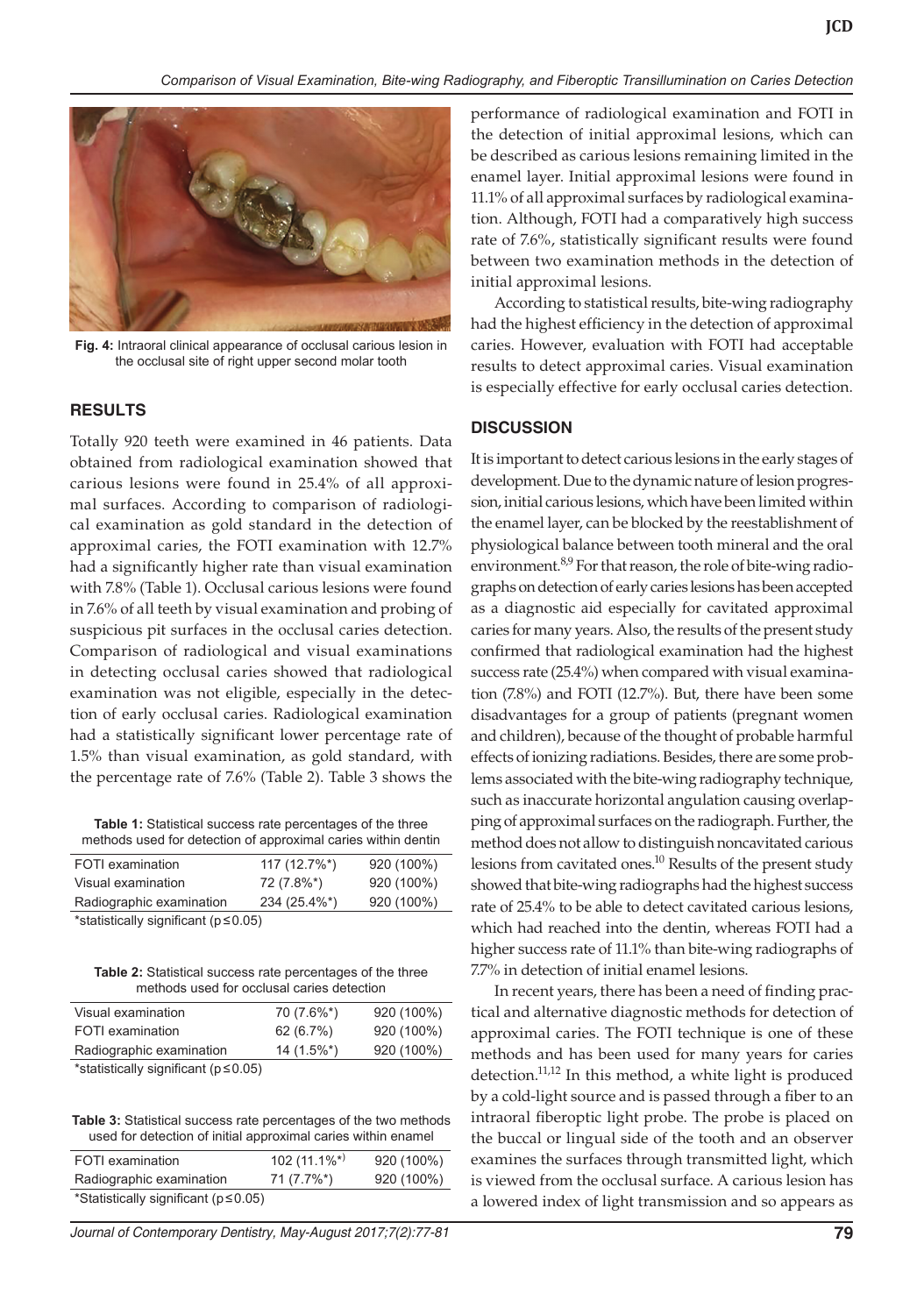Fig. 4: Intraoral clinical appearance of occlusal carious lesion in the occlusal site of right upper second molar tooth

## RESULTS

Totally 920 teeth were examined in 46 patients. Data obtained from radiological examination showed that carious lesions were found in 25.4% of all approximal surfaces. According to comparison of radiological examination as gold standard in the detection of approximal caries, the FOTI examination with 12.7% had a significantly higher rate than visual examination with 7.8% (Table 1). Occlusal carious lesions were found in 7.6% of all teeth by visual examination and probing of suspicious pit surfaces in the occlusal caries detection. Comparison of radiological and visual examinations in detecting occlusal caries showed that radiological examination was not eligible, especially in the detection of early occlusal caries. Radiological examination had a statistically significant lower percentage rate of 1.5% than visual examination, as gold standard, with the percentage rate of 7.6% (Table 2). Table 3 shows the performance of radiological examination and FOTI in the detection of initial approximal lesions, which can be described as carious lesions remaining limited in the enamel layer. Initial approximal lesions were found in 11.1% of all approximal surfaces by radiological examination. Although, FOTI had a comparatively high success rate of 7.6%, statistically significant results were found between two examination methods in the detection of initial approximal lesions.

According to statistical results, bite-wing radiography had the highest efficiency in the detection of approximal caries. However, evaluation with FOTI had acceptable results to detect approximal caries. Visual examination is especially effective for early occlusal caries detection.

**Table 1:** Statistical success rate percentages of the three methods used for detection of approximal caries within dentin

| | | |
|---|---|---|
| FOTI examination | 117 (12.7%*) | 920 (100%) |
| Visual examination | 72 (7.8%*) | 920 (100%) |
| Radiographic examination | 234 (25.4%*) | 920 (100%) |

*statistically significant ($p \leq 0.05$)

**Table 2:** Statistical success rate percentages of the three methods used for occlusal caries detection

| | | |
|---|---|---|
| Visual examination | 70 (7.6%*) | 920 (100%) |
| FOTI examination | 62 (6.7%) | 920 (100%) |
| Radiographic examination | 14 (1.5%*) | 920 (100%) |

*statistically significant ($p \leq 0.05$)

**Table 3:** Statistical success rate percentages of the two methods used for detection of initial approximal caries within enamel

| | | |
|---|---|---|
| FOTI examination | 102 (11.1%*) | 920 (100%) |
| Radiographic examination | 71 (7.7%*) | 920 (100%) |

*Statistically significant ($p \leq 0.05$)

## DISCUSSION

It is important to detect carious lesions in the early stages of development. Due to the dynamic nature of lesion progression, initial carious lesions, which have been limited within the enamel layer, can be blocked by the reestablishment of physiological balance between tooth mineral and the oral environment.[8,9] For that reason, the role of bite-wing radiographs on detection of early caries lesions has been accepted as a diagnostic aid especially for cavitated approximal caries for many years. Also, the results of the present study confirmed that radiological examination had the highest success rate (25.4%) when compared with visual examination (7.8%) and FOTI (12.7%). But, there have been some disadvantages for a group of patients (pregnant women and children), because of the thought of probable harmful effects of ionizing radiations. Besides, there are some problems associated with the bite-wing radiography technique, such as inaccurate horizontal angulation causing overlapping of approximal surfaces on the radiograph. Further, the method does not allow to distinguish noncavitated carious lesions from cavitated ones.[10] Results of the present study showed that bite-wing radiographs had the highest success rate of 25.4% to be able to detect cavitated carious lesions, which had reached into the dentin, whereas FOTI had a higher success rate of 11.1% than bite-wing radiographs of 7.7% in detection of initial enamel lesions.

In recent years, there has been a need of finding practical and alternative diagnostic methods for detection of approximal caries. The FOTI technique is one of these methods and has been used for many years for caries detection.[11,12] In this method, a white light is produced by a cold-light source and is passed through a fiber to an intraoral fiberoptic light probe. The probe is placed on the buccal or lingual side of the tooth and an observer examines the surfaces through transmitted light, which is viewed from the occlusal surface. A carious lesion has a lowered index of light transmission and so appears as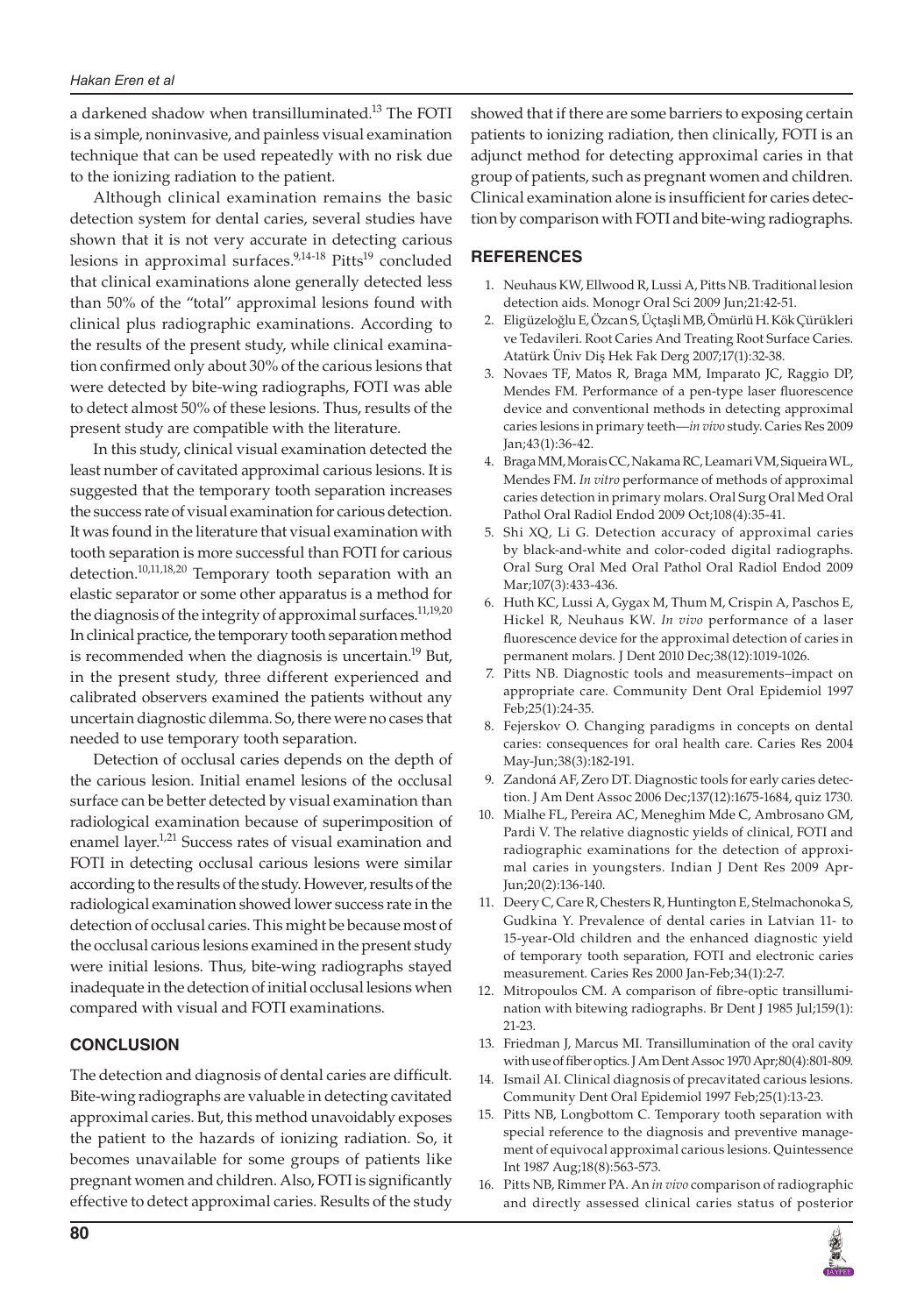a darkened shadow when transilluminated.[13] The FOTI is a simple, noninvasive, and painless visual examination technique that can be used repeatedly with no risk due to the ionizing radiation to the patient.

Although clinical examination remains the basic detection system for dental caries, several studies have shown that it is not very accurate in detecting carious lesions in approximal surfaces.[9,14-18] Pitts[19] concluded that clinical examinations alone generally detected less than 50% of the "total" approximal lesions found with clinical plus radiographic examinations. According to the results of the present study, while clinical examination confirmed only about 30% of the carious lesions that were detected by bite-wing radiographs, FOTI was able to detect almost 50% of these lesions. Thus, results of the present study are compatible with the literature.

In this study, clinical visual examination detected the least number of cavitated approximal carious lesions. It is suggested that the temporary tooth separation increases the success rate of visual examination for carious detection. It was found in the literature that visual examination with tooth separation is more successful than FOTI for carious detection.[10,11,18,20] Temporary tooth separation with an elastic separator or some other apparatus is a method for the diagnosis of the integrity of approximal surfaces.[11,19,20] In clinical practice, the temporary tooth separation method is recommended when the diagnosis is uncertain.[19] But, in the present study, three different experienced and calibrated observers examined the patients without any uncertain diagnostic dilemma. So, there were no cases that needed to use temporary tooth separation.

Detection of occlusal caries depends on the depth of the carious lesion. Initial enamel lesions of the occlusal surface can be better detected by visual examination than radiological examination because of superimposition of enamel layer.[1,21] Success rates of visual examination and FOTI in detecting occlusal carious lesions were similar according to the results of the study. However, results of the radiological examination showed lower success rate in the detection of occlusal caries. This might be because most of the occlusal carious lesions examined in the present study were initial lesions. Thus, bite-wing radiographs stayed inadequate in the detection of initial occlusal lesions when compared with visual and FOTI examinations.

## CONCLUSION

The detection and diagnosis of dental caries are difficult. Bite-wing radiographs are valuable in detecting cavitated approximal caries. But, this method unavoidably exposes the patient to the hazards of ionizing radiation. So, it becomes unavailable for some groups of patients like pregnant women and children. Also, FOTI is significantly effective to detect approximal caries. Results of the study showed that if there are some barriers to exposing certain patients to ionizing radiation, then clinically, FOTI is an adjunct method for detecting approximal caries in that group of patients, such as pregnant women and children. Clinical examination alone is insufficient for caries detection by comparison with FOTI and bite-wing radiographs.

## REFERENCES

1. Neuhaus KW, Ellwood R, Lussi A, Pitts NB. Traditional lesion detection aids. Monogr Oral Sci 2009 Jun;21:42-51.
2. Eligüzeloğlu E, Özcan S, Üçtaşli MB, Ömürlü H. Kök Çürükleri ve Tedavileri. Root Caries And Treating Root Surface Caries. Atatürk Üniv Diş Hek Fak Derg 2007;17(1):32-38.
3. Novaes TF, Matos R, Braga MM, Imparato JC, Raggio DP, Mendes FM. Performance of a pen-type laser fluorescence device and conventional methods in detecting approximal caries lesions in primary teeth—*in vivo* study. Caries Res 2009 Jan;43(1):36-42.
4. Braga MM, Morais CC, Nakama RC, Leamari VM, Siqueira WL, Mendes FM. *In vitro* performance of methods of approximal caries detection in primary molars. Oral Surg Oral Med Oral Pathol Oral Radiol Endod 2009 Oct;108(4):35-41.
5. Shi XQ, Li G. Detection accuracy of approximal caries by black-and-white and color-coded digital radiographs. Oral Surg Oral Med Oral Pathol Oral Radiol Endod 2009 Mar;107(3):433-436.
6. Huth KC, Lussi A, Gygax M, Thum M, Crispin A, Paschos E, Hickel R, Neuhaus KW. *In vivo* performance of a laser fluorescence device for the approximal detection of caries in permanent molars. J Dent 2010 Dec;38(12):1019-1026.
7. Pitts NB. Diagnostic tools and measurements–impact on appropriate care. Community Dent Oral Epidemiol 1997 Feb;25(1):24-35.
8. Fejerskov O. Changing paradigms in concepts on dental caries: consequences for oral health care. Caries Res 2004 May-Jun;38(3):182-191.
9. Zandoná AF, Zero DT. Diagnostic tools for early caries detection. J Am Dent Assoc 2006 Dec;137(12):1675-1684, quiz 1730.
10. Mialhe FL, Pereira AC, Meneghim Mde C, Ambrosano GM, Pardi V. The relative diagnostic yields of clinical, FOTI and radiographic examinations for the detection of approximal caries in youngsters. Indian J Dent Res 2009 Apr-Jun;20(2):136-140.
11. Deery C, Care R, Chesters R, Huntington E, Stelmachonoka S, Gudkina Y. Prevalence of dental caries in Latvian 11- to 15-year-Old children and the enhanced diagnostic yield of temporary tooth separation, FOTI and electronic caries measurement. Caries Res 2000 Jan-Feb;34(1):2-7.
12. Mitropoulos CM. A comparison of fibre-optic transillumination with bitewing radiographs. Br Dent J 1985 Jul;159(1): 21-23.
13. Friedman J, Marcus MI. Transillumination of the oral cavity with use of fiber optics. J Am Dent Assoc 1970 Apr;80(4):801-809.
14. Ismail AI. Clinical diagnosis of precavitated carious lesions. Community Dent Oral Epidemiol 1997 Feb;25(1):13-23.
15. Pitts NB, Longbottom C. Temporary tooth separation with special reference to the diagnosis and preventive management of equivocal approximal carious lesions. Quintessence Int 1987 Aug;18(8):563-573.
16. Pitts NB, Rimmer PA. An *in vivo* comparison of radiographic and directly assessed clinical caries status of posterior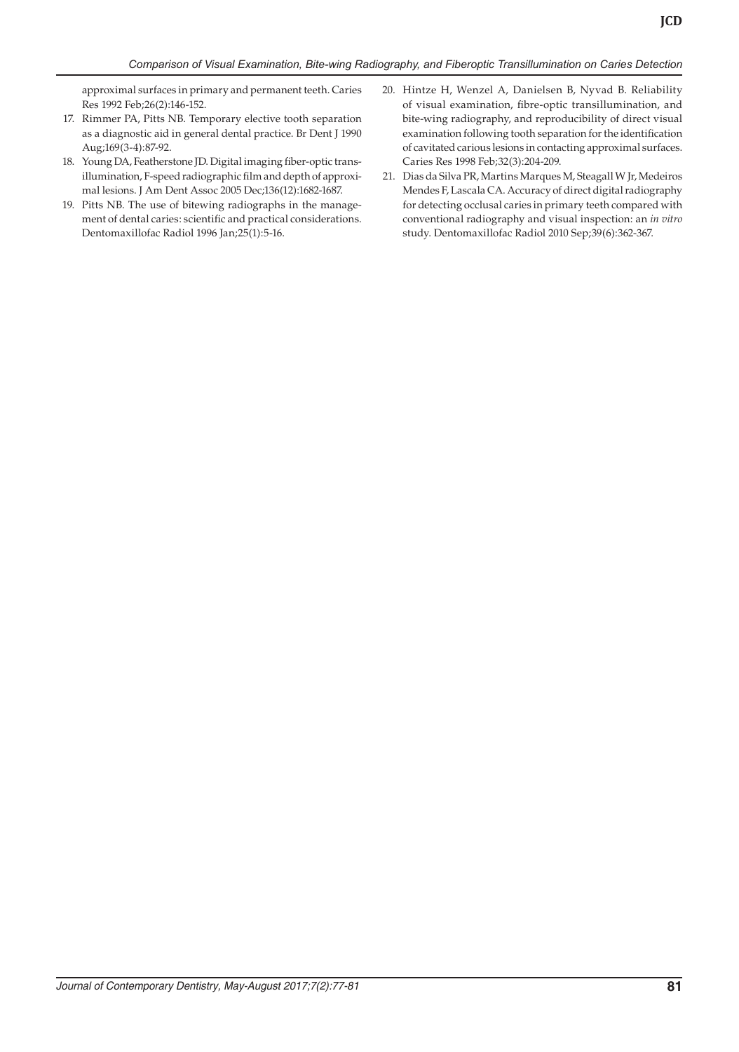approximal surfaces in primary and permanent teeth. Caries Res 1992 Feb;26(2):146-152.

17. Rimmer PA, Pitts NB. Temporary elective tooth separation as a diagnostic aid in general dental practice. Br Dent J 1990 Aug;169(3-4):87-92.
18. Young DA, Featherstone JD. Digital imaging fiber-optic transillumination, F-speed radiographic film and depth of approximal lesions. J Am Dent Assoc 2005 Dec;136(12):1682-1687.
19. Pitts NB. The use of bitewing radiographs in the management of dental caries: scientific and practical considerations. Dentomaxillofac Radiol 1996 Jan;25(1):5-16.
20. Hintze H, Wenzel A, Danielsen B, Nyvad B. Reliability of visual examination, fibre-optic transillumination, and bite-wing radiography, and reproducibility of direct visual examination following tooth separation for the identification of cavitated carious lesions in contacting approximal surfaces. Caries Res 1998 Feb;32(3):204-209.
21. Dias da Silva PR, Martins Marques M, Steagall W Jr, Medeiros Mendes F, Lascala CA. Accuracy of direct digital radiography for detecting occlusal caries in primary teeth compared with conventional radiography and visual inspection: an *in vitro* study. Dentomaxillofac Radiol 2010 Sep;39(6):362-367.